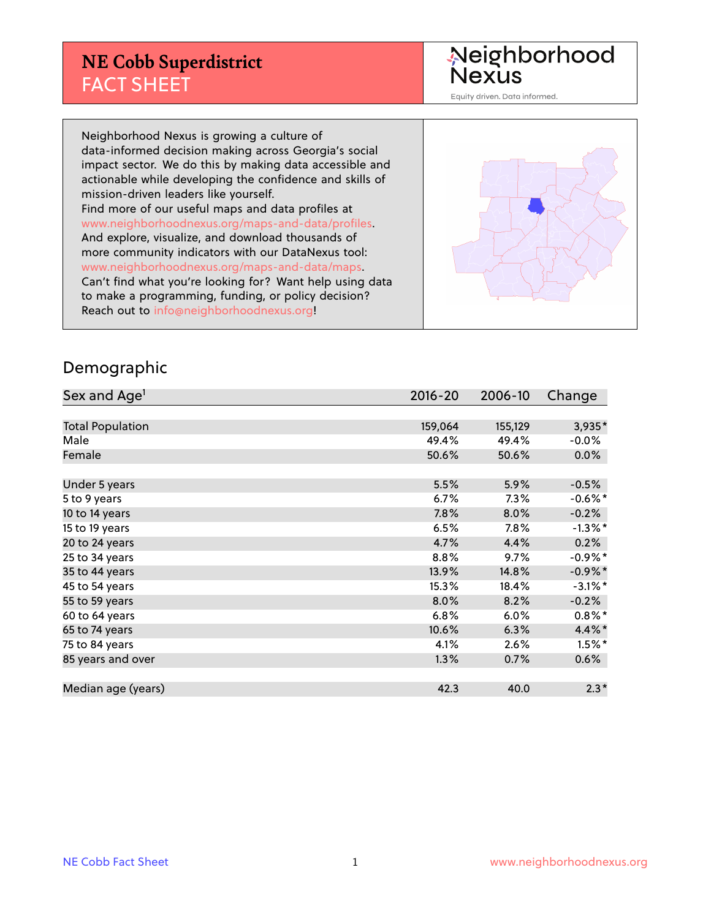# NE Cobb Superdistrict
## FACT SHEET

Neighborhood Nexus

Equity driven. Data informed.

Neighborhood Nexus is growing a culture of data-informed decision making across Georgia's social impact sector. We do this by making data accessible and actionable while developing the confidence and skills of mission-driven leaders like yourself.
Find more of our useful maps and data profiles at www.neighborhoodnexus.org/maps-and-data/profiles.
And explore, visualize, and download thousands of more community indicators with our DataNexus tool: www.neighborhoodnexus.org/maps-and-data/maps.
Can't find what you're looking for? Want help using data to make a programming, funding, or policy decision? Reach out to info@neighborhoodnexus.org!

## Demographic

| Sex and Age[1] | 2016-20 | 2006-10 | Change |
|---|---|---|---|
| Total Population | 159,064 | 155,129 | 3,935* |
| Male | 49.4% | 49.4% | -0.0% |
| Female | 50.6% | 50.6% | 0.0% |
| | | | |
| Under 5 years | 5.5% | 5.9% | -0.5% |
| 5 to 9 years | 6.7% | 7.3% | -0.6%* |
| 10 to 14 years | 7.8% | 8.0% | -0.2% |
| 15 to 19 years | 6.5% | 7.8% | -1.3%* |
| 20 to 24 years | 4.7% | 4.4% | 0.2% |
| 25 to 34 years | 8.8% | 9.7% | -0.9%* |
| 35 to 44 years | 13.9% | 14.8% | -0.9%* |
| 45 to 54 years | 15.3% | 18.4% | -3.1%* |
| 55 to 59 years | 8.0% | 8.2% | -0.2% |
| 60 to 64 years | 6.8% | 6.0% | 0.8%* |
| 65 to 74 years | 10.6% | 6.3% | 4.4%* |
| 75 to 84 years | 4.1% | 2.6% | 1.5%* |
| 85 years and over | 1.3% | 0.7% | 0.6% |
| | | | |
| Median age (years) | 42.3 | 40.0 | 2.3* |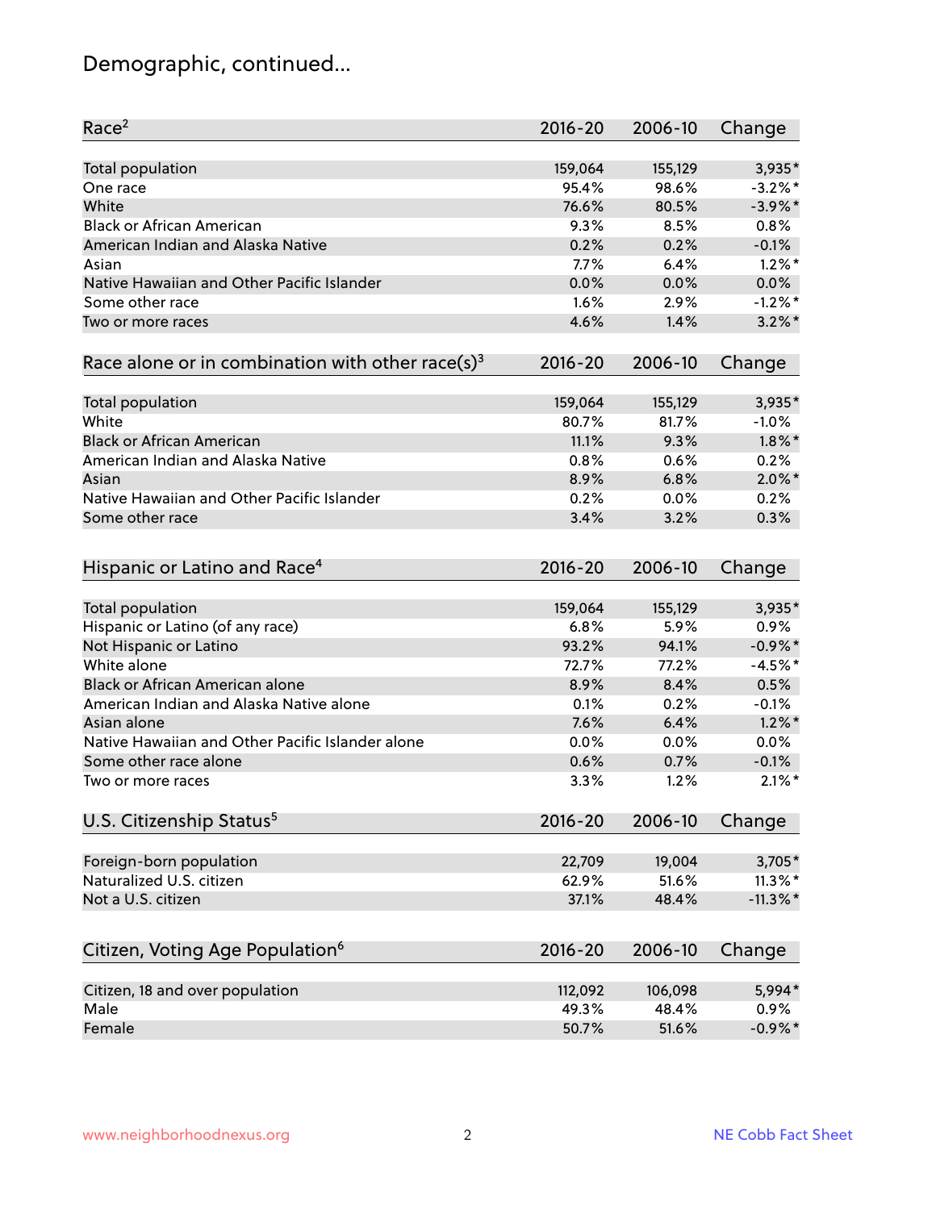# Demographic, continued...

| Race[2] | 2016-20 | 2006-10 | Change |
| --- | --- | --- | --- |
| Total population | 159,064 | 155,129 | 3,935* |
| One race | 95.4% | 98.6% | -3.2%* |
| White | 76.6% | 80.5% | -3.9%* |
| Black or African American | 9.3% | 8.5% | 0.8% |
| American Indian and Alaska Native | 0.2% | 0.2% | -0.1% |
| Asian | 7.7% | 6.4% | 1.2%* |
| Native Hawaiian and Other Pacific Islander | 0.0% | 0.0% | 0.0% |
| Some other race | 1.6% | 2.9% | -1.2%* |
| Two or more races | 4.6% | 1.4% | 3.2%* |

| Race alone or in combination with other race(s)[3] | 2016-20 | 2006-10 | Change |
| --- | --- | --- | --- |
| Total population | 159,064 | 155,129 | 3,935* |
| White | 80.7% | 81.7% | -1.0% |
| Black or African American | 11.1% | 9.3% | 1.8%* |
| American Indian and Alaska Native | 0.8% | 0.6% | 0.2% |
| Asian | 8.9% | 6.8% | 2.0%* |
| Native Hawaiian and Other Pacific Islander | 0.2% | 0.0% | 0.2% |
| Some other race | 3.4% | 3.2% | 0.3% |

| Hispanic or Latino and Race[4] | 2016-20 | 2006-10 | Change |
| --- | --- | --- | --- |
| Total population | 159,064 | 155,129 | 3,935* |
| Hispanic or Latino (of any race) | 6.8% | 5.9% | 0.9% |
| Not Hispanic or Latino | 93.2% | 94.1% | -0.9%* |
| White alone | 72.7% | 77.2% | -4.5%* |
| Black or African American alone | 8.9% | 8.4% | 0.5% |
| American Indian and Alaska Native alone | 0.1% | 0.2% | -0.1% |
| Asian alone | 7.6% | 6.4% | 1.2%* |
| Native Hawaiian and Other Pacific Islander alone | 0.0% | 0.0% | 0.0% |
| Some other race alone | 0.6% | 0.7% | -0.1% |
| Two or more races | 3.3% | 1.2% | 2.1%* |

| U.S. Citizenship Status[5] | 2016-20 | 2006-10 | Change |
| --- | --- | --- | --- |
| Foreign-born population | 22,709 | 19,004 | 3,705* |
| Naturalized U.S. citizen | 62.9% | 51.6% | 11.3%* |
| Not a U.S. citizen | 37.1% | 48.4% | -11.3%* |

| Citizen, Voting Age Population[6] | 2016-20 | 2006-10 | Change |
| --- | --- | --- | --- |
| Citizen, 18 and over population | 112,092 | 106,098 | 5,994* |
| Male | 49.3% | 48.4% | 0.9% |
| Female | 50.7% | 51.6% | -0.9%* |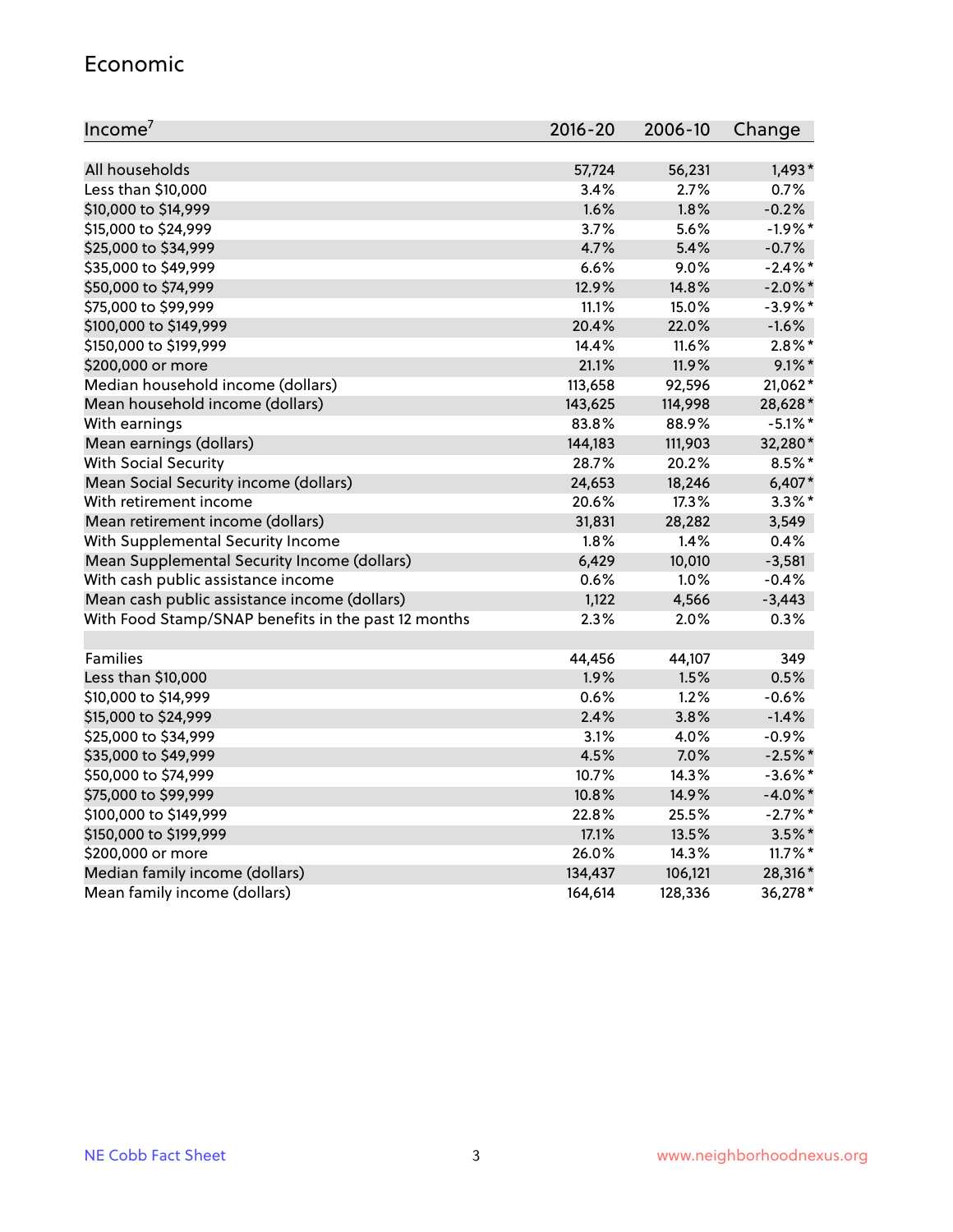## Economic

| Income[7] | 2016-20 | 2006-10 | Change |
|---|---|---|---|
| All households | 57,724 | 56,231 | 1,493* |
| Less than $10,000 | 3.4% | 2.7% | 0.7% |
| $10,000 to $14,999 | 1.6% | 1.8% | -0.2% |
| $15,000 to $24,999 | 3.7% | 5.6% | -1.9%* |
| $25,000 to $34,999 | 4.7% | 5.4% | -0.7% |
| $35,000 to $49,999 | 6.6% | 9.0% | -2.4%* |
| $50,000 to $74,999 | 12.9% | 14.8% | -2.0%* |
| $75,000 to $99,999 | 11.1% | 15.0% | -3.9%* |
| $100,000 to $149,999 | 20.4% | 22.0% | -1.6% |
| $150,000 to $199,999 | 14.4% | 11.6% | 2.8%* |
| $200,000 or more | 21.1% | 11.9% | 9.1%* |
| Median household income (dollars) | 113,658 | 92,596 | 21,062* |
| Mean household income (dollars) | 143,625 | 114,998 | 28,628* |
| With earnings | 83.8% | 88.9% | -5.1%* |
| Mean earnings (dollars) | 144,183 | 111,903 | 32,280* |
| With Social Security | 28.7% | 20.2% | 8.5%* |
| Mean Social Security income (dollars) | 24,653 | 18,246 | 6,407* |
| With retirement income | 20.6% | 17.3% | 3.3%* |
| Mean retirement income (dollars) | 31,831 | 28,282 | 3,549 |
| With Supplemental Security Income | 1.8% | 1.4% | 0.4% |
| Mean Supplemental Security Income (dollars) | 6,429 | 10,010 | -3,581 |
| With cash public assistance income | 0.6% | 1.0% | -0.4% |
| Mean cash public assistance income (dollars) | 1,122 | 4,566 | -3,443 |
| With Food Stamp/SNAP benefits in the past 12 months | 2.3% | 2.0% | 0.3% |
| | | | |
| Families | 44,456 | 44,107 | 349 |
| Less than $10,000 | 1.9% | 1.5% | 0.5% |
| $10,000 to $14,999 | 0.6% | 1.2% | -0.6% |
| $15,000 to $24,999 | 2.4% | 3.8% | -1.4% |
| $25,000 to $34,999 | 3.1% | 4.0% | -0.9% |
| $35,000 to $49,999 | 4.5% | 7.0% | -2.5%* |
| $50,000 to $74,999 | 10.7% | 14.3% | -3.6%* |
| $75,000 to $99,999 | 10.8% | 14.9% | -4.0%* |
| $100,000 to $149,999 | 22.8% | 25.5% | -2.7%* |
| $150,000 to $199,999 | 17.1% | 13.5% | 3.5%* |
| $200,000 or more | 26.0% | 14.3% | 11.7%* |
| Median family income (dollars) | 134,437 | 106,121 | 28,316* |
| Mean family income (dollars) | 164,614 | 128,336 | 36,278* |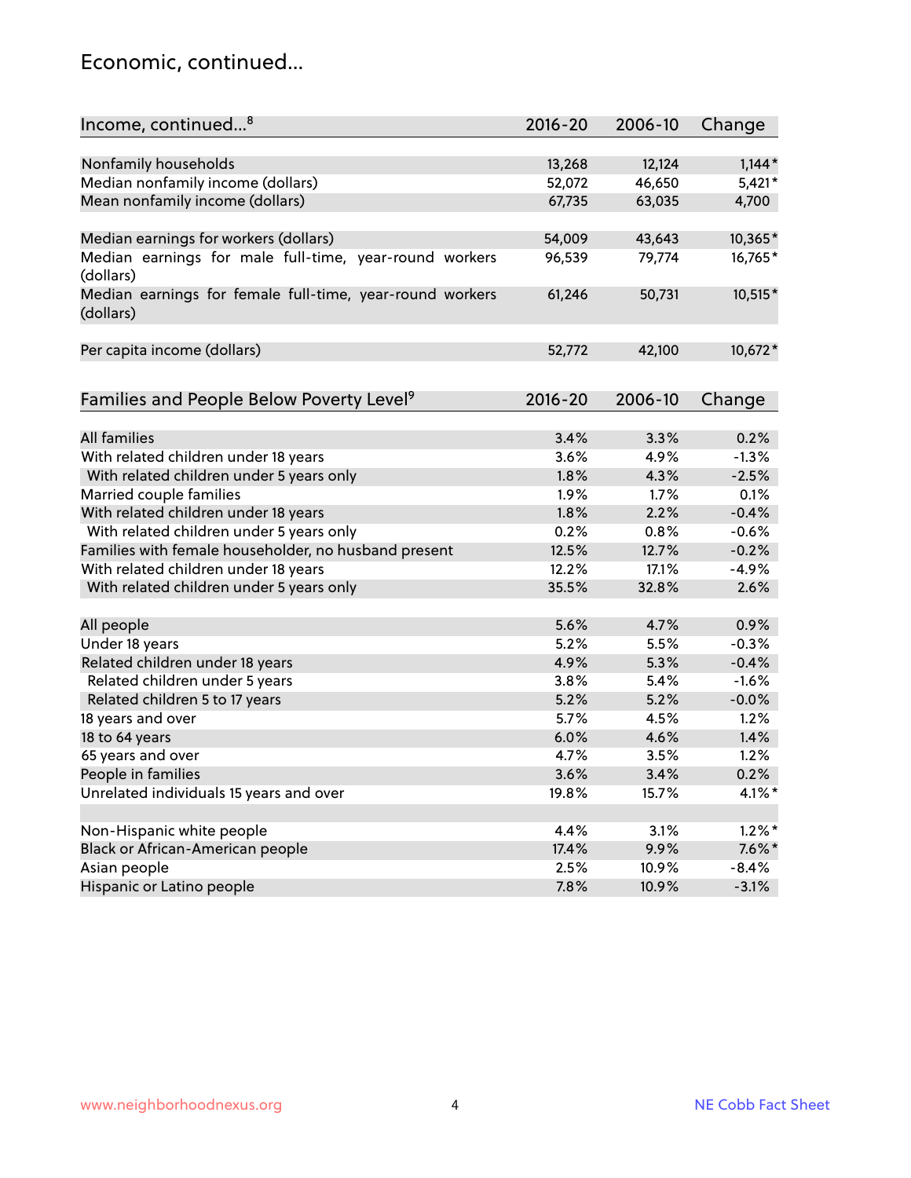## Economic, continued...

| Income, continued...[8] | 2016-20 | 2006-10 | Change |
|---|---|---|---|
| Nonfamily households | 13,268 | 12,124 | 1,144* |
| Median nonfamily income (dollars) | 52,072 | 46,650 | 5,421* |
| Mean nonfamily income (dollars) | 67,735 | 63,035 | 4,700 |
| Median earnings for workers (dollars) | 54,009 | 43,643 | 10,365* |
| Median earnings for male full-time, year-round workers (dollars) | 96,539 | 79,774 | 16,765* |
| Median earnings for female full-time, year-round workers (dollars) | 61,246 | 50,731 | 10,515* |
| Per capita income (dollars) | 52,772 | 42,100 | 10,672* |

| Families and People Below Poverty Level[9] | 2016-20 | 2006-10 | Change |
|---|---|---|---|
| All families | 3.4% | 3.3% | 0.2% |
| With related children under 18 years | 3.6% | 4.9% | -1.3% |
| With related children under 5 years only | 1.8% | 4.3% | -2.5% |
| Married couple families | 1.9% | 1.7% | 0.1% |
| With related children under 18 years | 1.8% | 2.2% | -0.4% |
| With related children under 5 years only | 0.2% | 0.8% | -0.6% |
| Families with female householder, no husband present | 12.5% | 12.7% | -0.2% |
| With related children under 18 years | 12.2% | 17.1% | -4.9% |
| With related children under 5 years only | 35.5% | 32.8% | 2.6% |
| All people | 5.6% | 4.7% | 0.9% |
| Under 18 years | 5.2% | 5.5% | -0.3% |
| Related children under 18 years | 4.9% | 5.3% | -0.4% |
| Related children under 5 years | 3.8% | 5.4% | -1.6% |
| Related children 5 to 17 years | 5.2% | 5.2% | -0.0% |
| 18 years and over | 5.7% | 4.5% | 1.2% |
| 18 to 64 years | 6.0% | 4.6% | 1.4% |
| 65 years and over | 4.7% | 3.5% | 1.2% |
| People in families | 3.6% | 3.4% | 0.2% |
| Unrelated individuals 15 years and over | 19.8% | 15.7% | 4.1%* |
| Non-Hispanic white people | 4.4% | 3.1% | 1.2%* |
| Black or African-American people | 17.4% | 9.9% | 7.6%* |
| Asian people | 2.5% | 10.9% | -8.4% |
| Hispanic or Latino people | 7.8% | 10.9% | -3.1% |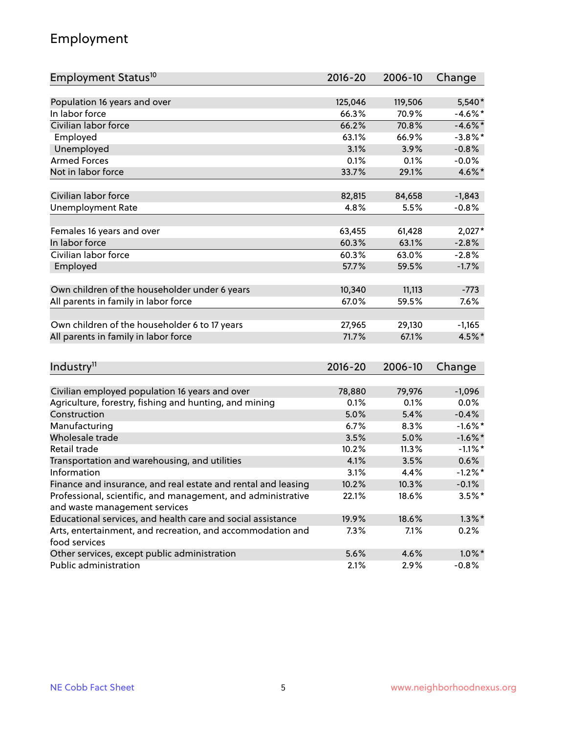## Employment

| Employment Status[10] | 2016-20 | 2006-10 | Change |
|---|---|---|---|
| Population 16 years and over | 125,046 | 119,506 | 5,540* |
| In labor force | 66.3% | 70.9% | -4.6%* |
| Civilian labor force | 66.2% | 70.8% | -4.6%* |
| Employed | 63.1% | 66.9% | -3.8%* |
| Unemployed | 3.1% | 3.9% | -0.8% |
| Armed Forces | 0.1% | 0.1% | -0.0% |
| Not in labor force | 33.7% | 29.1% | 4.6%* |
| | | | |
| Civilian labor force | 82,815 | 84,658 | -1,843 |
| Unemployment Rate | 4.8% | 5.5% | -0.8% |
| | | | |
| Females 16 years and over | 63,455 | 61,428 | 2,027* |
| In labor force | 60.3% | 63.1% | -2.8% |
| Civilian labor force | 60.3% | 63.0% | -2.8% |
| Employed | 57.7% | 59.5% | -1.7% |
| | | | |
| Own children of the householder under 6 years | 10,340 | 11,113 | -773 |
| All parents in family in labor force | 67.0% | 59.5% | 7.6% |
| | | | |
| Own children of the householder 6 to 17 years | 27,965 | 29,130 | -1,165 |
| All parents in family in labor force | 71.7% | 67.1% | 4.5%* |

| Industry[11] | 2016-20 | 2006-10 | Change |
|---|---|---|---|
| Civilian employed population 16 years and over | 78,880 | 79,976 | -1,096 |
| Agriculture, forestry, fishing and hunting, and mining | 0.1% | 0.1% | 0.0% |
| Construction | 5.0% | 5.4% | -0.4% |
| Manufacturing | 6.7% | 8.3% | -1.6%* |
| Wholesale trade | 3.5% | 5.0% | -1.6%* |
| Retail trade | 10.2% | 11.3% | -1.1%* |
| Transportation and warehousing, and utilities | 4.1% | 3.5% | 0.6% |
| Information | 3.1% | 4.4% | -1.2%* |
| Finance and insurance, and real estate and rental and leasing | 10.2% | 10.3% | -0.1% |
| Professional, scientific, and management, and administrative and waste management services | 22.1% | 18.6% | 3.5%* |
| Educational services, and health care and social assistance | 19.9% | 18.6% | 1.3%* |
| Arts, entertainment, and recreation, and accommodation and food services | 7.3% | 7.1% | 0.2% |
| Other services, except public administration | 5.6% | 4.6% | 1.0%* |
| Public administration | 2.1% | 2.9% | -0.8% |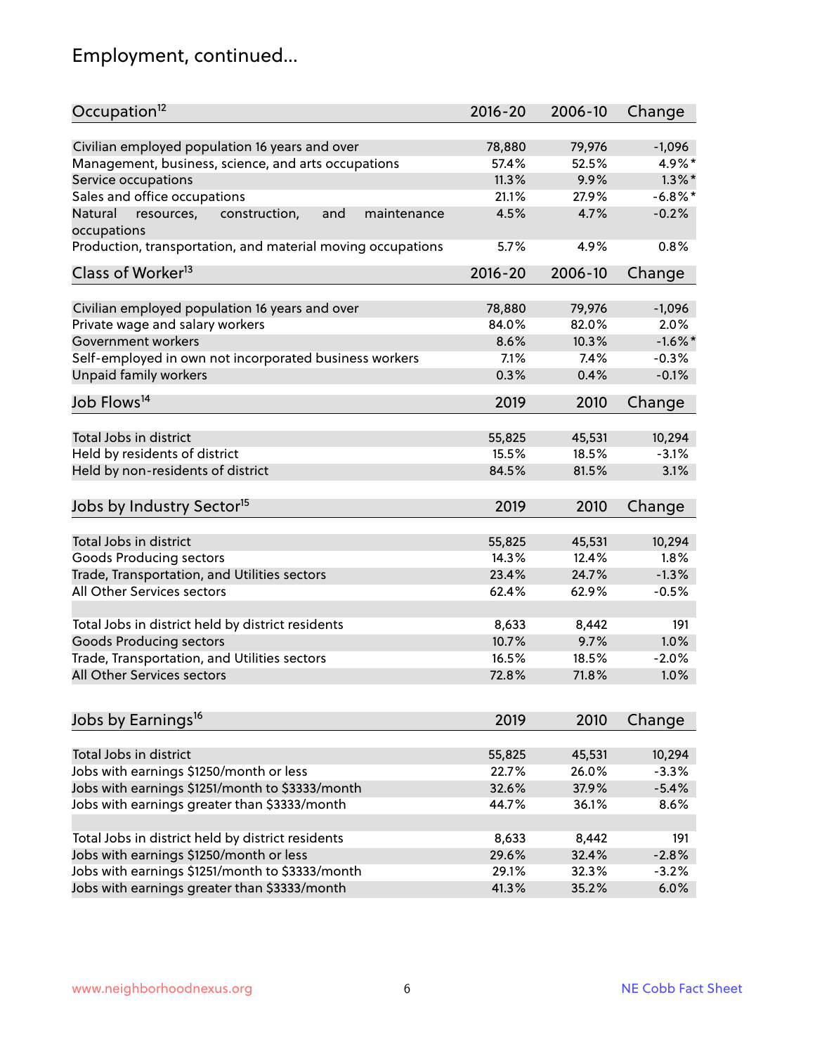# Employment, continued...

| Occupation[12] | 2016-20 | 2006-10 | Change |
|---|---|---|---|
| Civilian employed population 16 years and over | 78,880 | 79,976 | -1,096 |
| Management, business, science, and arts occupations | 57.4% | 52.5% | 4.9%* |
| Service occupations | 11.3% | 9.9% | 1.3%* |
| Sales and office occupations | 21.1% | 27.9% | -6.8%* |
| Natural resources, construction, and maintenance occupations | 4.5% | 4.7% | -0.2% |
| Production, transportation, and material moving occupations | 5.7% | 4.9% | 0.8% |

| Class of Worker[13] | 2016-20 | 2006-10 | Change |
|---|---|---|---|
| Civilian employed population 16 years and over | 78,880 | 79,976 | -1,096 |
| Private wage and salary workers | 84.0% | 82.0% | 2.0% |
| Government workers | 8.6% | 10.3% | -1.6%* |
| Self-employed in own not incorporated business workers | 7.1% | 7.4% | -0.3% |
| Unpaid family workers | 0.3% | 0.4% | -0.1% |

| Job Flows[14] | 2019 | 2010 | Change |
|---|---|---|---|
| Total Jobs in district | 55,825 | 45,531 | 10,294 |
| Held by residents of district | 15.5% | 18.5% | -3.1% |
| Held by non-residents of district | 84.5% | 81.5% | 3.1% |

| Jobs by Industry Sector[15] | 2019 | 2010 | Change |
|---|---|---|---|
| Total Jobs in district | 55,825 | 45,531 | 10,294 |
| Goods Producing sectors | 14.3% | 12.4% | 1.8% |
| Trade, Transportation, and Utilities sectors | 23.4% | 24.7% | -1.3% |
| All Other Services sectors | 62.4% | 62.9% | -0.5% |
| | | | |
| Total Jobs in district held by district residents | 8,633 | 8,442 | 191 |
| Goods Producing sectors | 10.7% | 9.7% | 1.0% |
| Trade, Transportation, and Utilities sectors | 16.5% | 18.5% | -2.0% |
| All Other Services sectors | 72.8% | 71.8% | 1.0% |

| Jobs by Earnings[16] | 2019 | 2010 | Change |
|---|---|---|---|
| Total Jobs in district | 55,825 | 45,531 | 10,294 |
| Jobs with earnings $1250/month or less | 22.7% | 26.0% | -3.3% |
| Jobs with earnings $1251/month to $3333/month | 32.6% | 37.9% | -5.4% |
| Jobs with earnings greater than $3333/month | 44.7% | 36.1% | 8.6% |
| | | | |
| Total Jobs in district held by district residents | 8,633 | 8,442 | 191 |
| Jobs with earnings $1250/month or less | 29.6% | 32.4% | -2.8% |
| Jobs with earnings $1251/month to $3333/month | 29.1% | 32.3% | -3.2% |
| Jobs with earnings greater than $3333/month | 41.3% | 35.2% | 6.0% |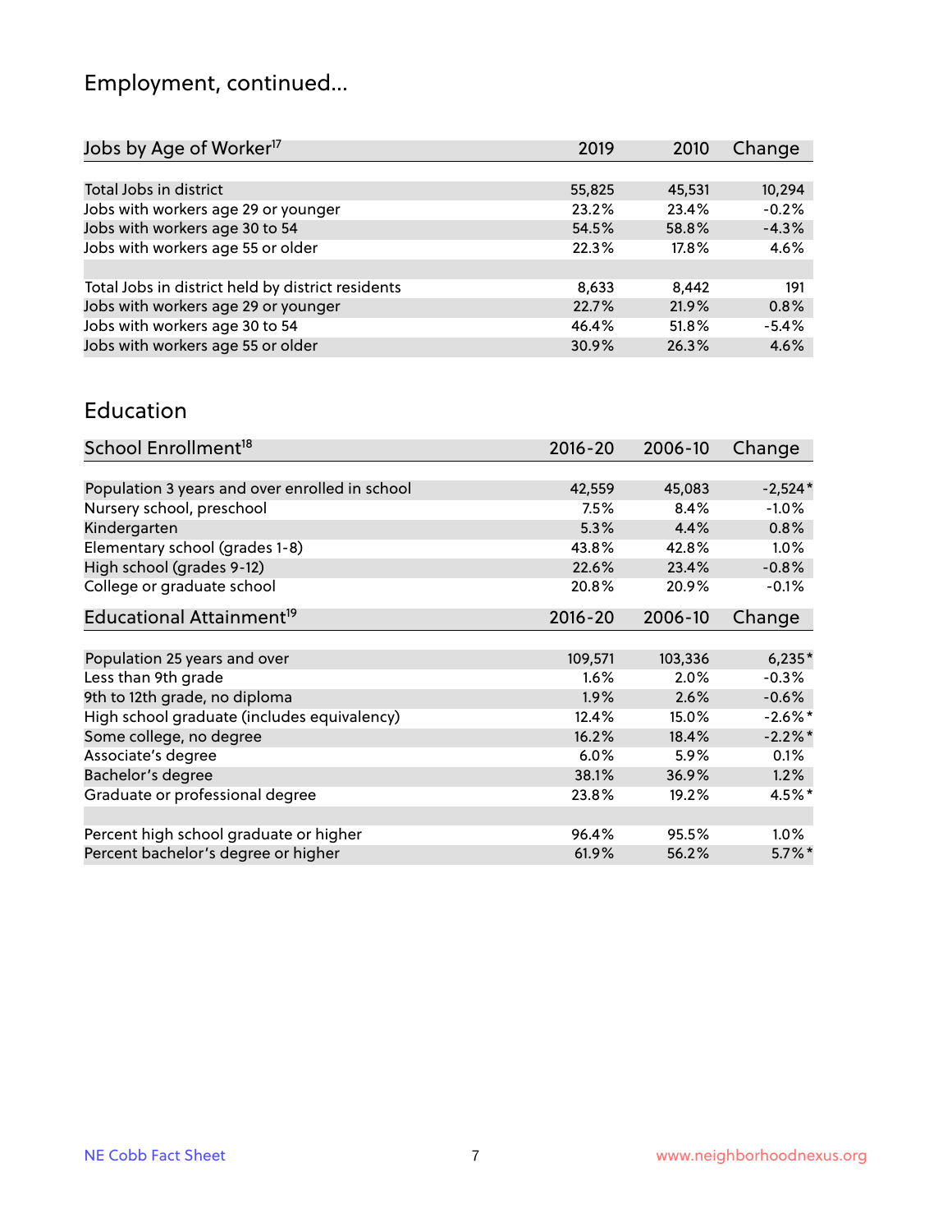# Employment, continued...

| Jobs by Age of Worker[17] | 2019 | 2010 | Change |
|---|---|---|---|
| Total Jobs in district | 55,825 | 45,531 | 10,294 |
| Jobs with workers age 29 or younger | 23.2% | 23.4% | -0.2% |
| Jobs with workers age 30 to 54 | 54.5% | 58.8% | -4.3% |
| Jobs with workers age 55 or older | 22.3% | 17.8% | 4.6% |
| | | | |
| Total Jobs in district held by district residents | 8,633 | 8,442 | 191 |
| Jobs with workers age 29 or younger | 22.7% | 21.9% | 0.8% |
| Jobs with workers age 30 to 54 | 46.4% | 51.8% | -5.4% |
| Jobs with workers age 55 or older | 30.9% | 26.3% | 4.6% |

# Education

| School Enrollment[18] | 2016-20 | 2006-10 | Change |
|---|---|---|---|
| Population 3 years and over enrolled in school | 42,559 | 45,083 | -2,524* |
| Nursery school, preschool | 7.5% | 8.4% | -1.0% |
| Kindergarten | 5.3% | 4.4% | 0.8% |
| Elementary school (grades 1-8) | 43.8% | 42.8% | 1.0% |
| High school (grades 9-12) | 22.6% | 23.4% | -0.8% |
| College or graduate school | 20.8% | 20.9% | -0.1% |

| Educational Attainment[19] | 2016-20 | 2006-10 | Change |
|---|---|---|---|
| Population 25 years and over | 109,571 | 103,336 | 6,235* |
| Less than 9th grade | 1.6% | 2.0% | -0.3% |
| 9th to 12th grade, no diploma | 1.9% | 2.6% | -0.6% |
| High school graduate (includes equivalency) | 12.4% | 15.0% | -2.6%* |
| Some college, no degree | 16.2% | 18.4% | -2.2%* |
| Associate's degree | 6.0% | 5.9% | 0.1% |
| Bachelor's degree | 38.1% | 36.9% | 1.2% |
| Graduate or professional degree | 23.8% | 19.2% | 4.5%* |
| | | | |
| Percent high school graduate or higher | 96.4% | 95.5% | 1.0% |
| Percent bachelor's degree or higher | 61.9% | 56.2% | 5.7%* |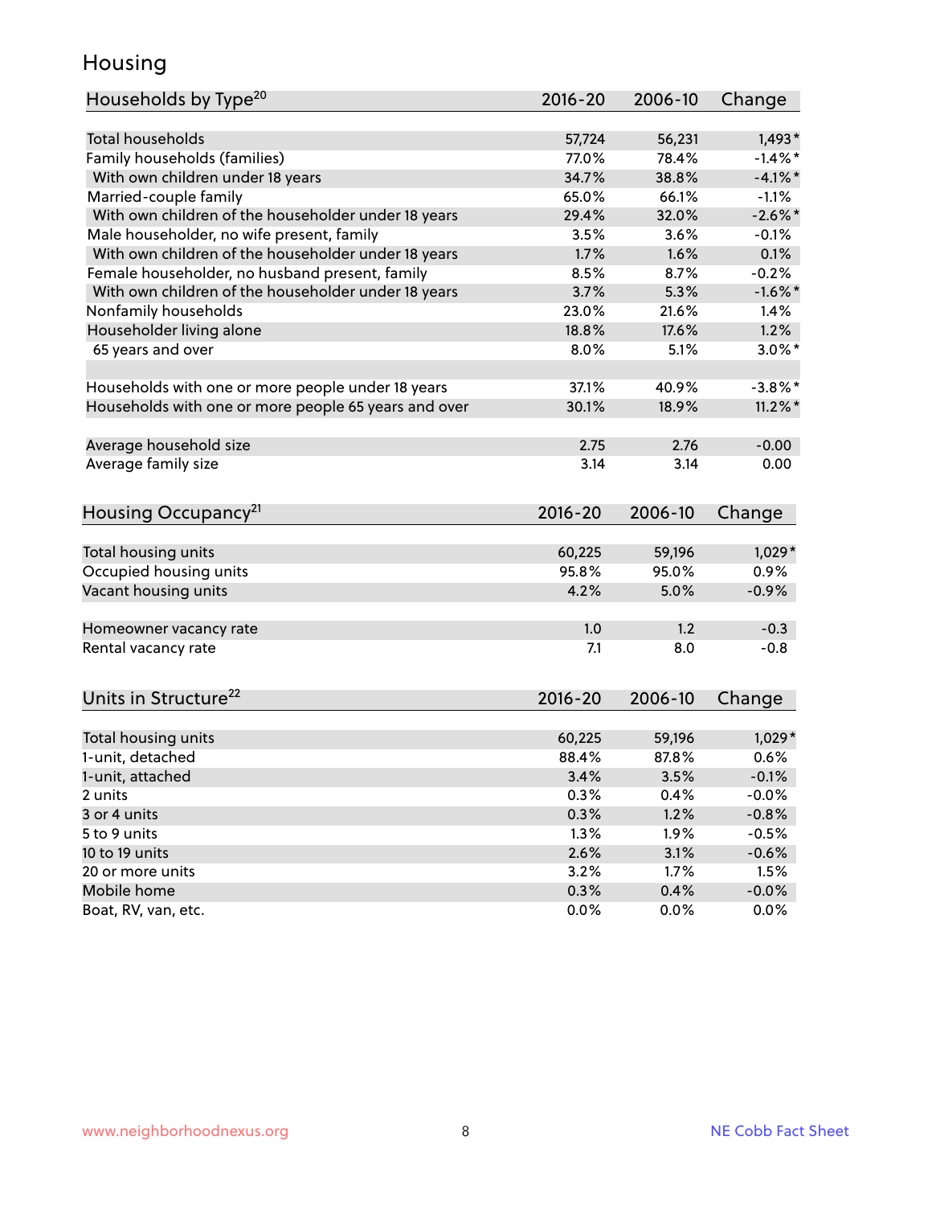## Housing

| Households by Type[20] | 2016-20 | 2006-10 | Change |
|---|---|---|---|
| Total households | 57,724 | 56,231 | 1,493* |
| Family households (families) | 77.0% | 78.4% | -1.4%* |
| With own children under 18 years | 34.7% | 38.8% | -4.1%* |
| Married-couple family | 65.0% | 66.1% | -1.1% |
| With own children of the householder under 18 years | 29.4% | 32.0% | -2.6%* |
| Male householder, no wife present, family | 3.5% | 3.6% | -0.1% |
| With own children of the householder under 18 years | 1.7% | 1.6% | 0.1% |
| Female householder, no husband present, family | 8.5% | 8.7% | -0.2% |
| With own children of the householder under 18 years | 3.7% | 5.3% | -1.6%* |
| Nonfamily households | 23.0% | 21.6% | 1.4% |
| Householder living alone | 18.8% | 17.6% | 1.2% |
| 65 years and over | 8.0% | 5.1% | 3.0%* |
| | | | |
| Households with one or more people under 18 years | 37.1% | 40.9% | -3.8%* |
| Households with one or more people 65 years and over | 30.1% | 18.9% | 11.2%* |
| | | | |
| Average household size | 2.75 | 2.76 | -0.00 |
| Average family size | 3.14 | 3.14 | 0.00 |

| Housing Occupancy[21] | 2016-20 | 2006-10 | Change |
|---|---|---|---|
| Total housing units | 60,225 | 59,196 | 1,029* |
| Occupied housing units | 95.8% | 95.0% | 0.9% |
| Vacant housing units | 4.2% | 5.0% | -0.9% |
| | | | |
| Homeowner vacancy rate | 1.0 | 1.2 | -0.3 |
| Rental vacancy rate | 7.1 | 8.0 | -0.8 |

| Units in Structure[22] | 2016-20 | 2006-10 | Change |
|---|---|---|---|
| Total housing units | 60,225 | 59,196 | 1,029* |
| 1-unit, detached | 88.4% | 87.8% | 0.6% |
| 1-unit, attached | 3.4% | 3.5% | -0.1% |
| 2 units | 0.3% | 0.4% | -0.0% |
| 3 or 4 units | 0.3% | 1.2% | -0.8% |
| 5 to 9 units | 1.3% | 1.9% | -0.5% |
| 10 to 19 units | 2.6% | 3.1% | -0.6% |
| 20 or more units | 3.2% | 1.7% | 1.5% |
| Mobile home | 0.3% | 0.4% | -0.0% |
| Boat, RV, van, etc. | 0.0% | 0.0% | 0.0% |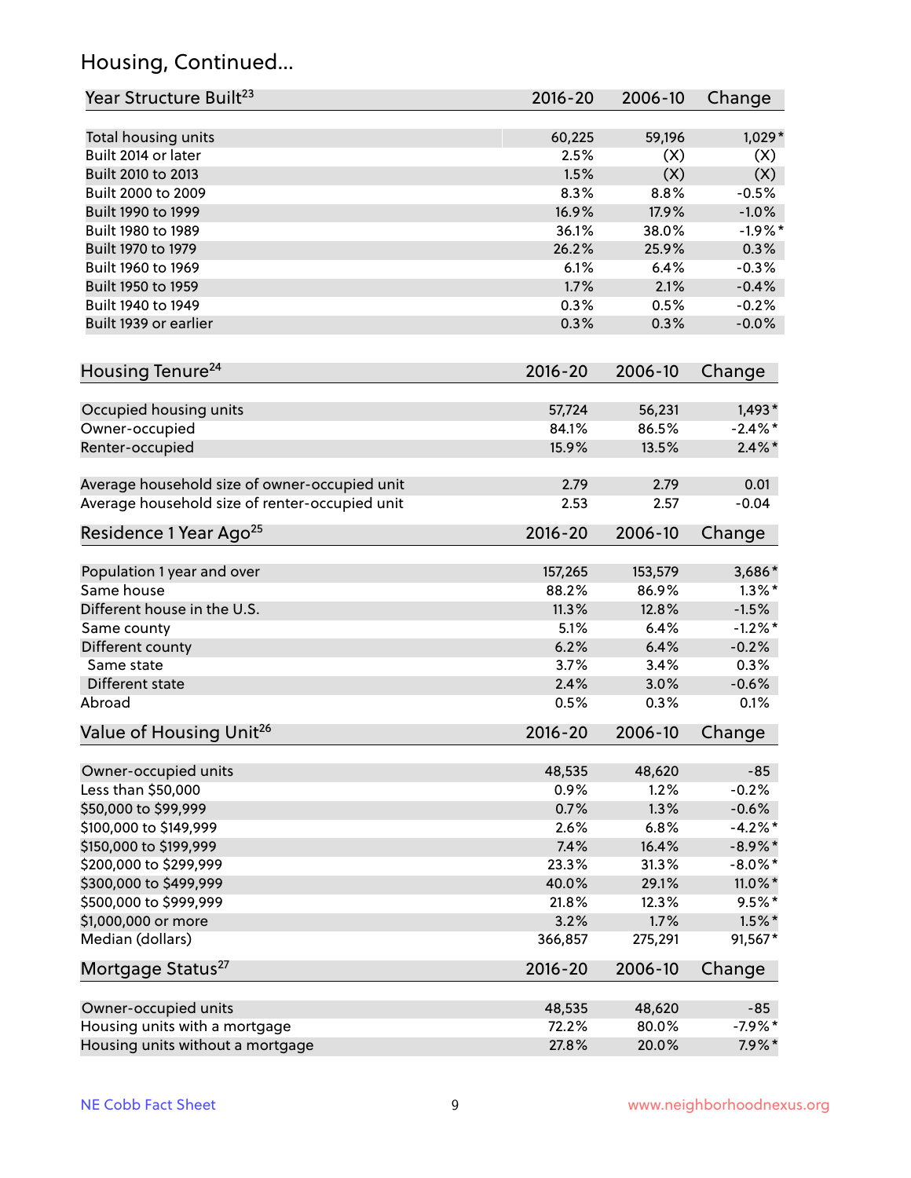## Housing, Continued...

| Year Structure Built[23] | 2016-20 | 2006-10 | Change |
|---|---|---|---|
| Total housing units | 60,225 | 59,196 | 1,029* |
| Built 2014 or later | 2.5% | (X) | (X) |
| Built 2010 to 2013 | 1.5% | (X) | (X) |
| Built 2000 to 2009 | 8.3% | 8.8% | -0.5% |
| Built 1990 to 1999 | 16.9% | 17.9% | -1.0% |
| Built 1980 to 1989 | 36.1% | 38.0% | -1.9%* |
| Built 1970 to 1979 | 26.2% | 25.9% | 0.3% |
| Built 1960 to 1969 | 6.1% | 6.4% | -0.3% |
| Built 1950 to 1959 | 1.7% | 2.1% | -0.4% |
| Built 1940 to 1949 | 0.3% | 0.5% | -0.2% |
| Built 1939 or earlier | 0.3% | 0.3% | -0.0% |

| Housing Tenure[24] | 2016-20 | 2006-10 | Change |
|---|---|---|---|
| Occupied housing units | 57,724 | 56,231 | 1,493* |
| Owner-occupied | 84.1% | 86.5% | -2.4%* |
| Renter-occupied | 15.9% | 13.5% | 2.4%* |
| Average household size of owner-occupied unit | 2.79 | 2.79 | 0.01 |
| Average household size of renter-occupied unit | 2.53 | 2.57 | -0.04 |

| Residence 1 Year Ago[25] | 2016-20 | 2006-10 | Change |
|---|---|---|---|
| Population 1 year and over | 157,265 | 153,579 | 3,686* |
| Same house | 88.2% | 86.9% | 1.3%* |
| Different house in the U.S. | 11.3% | 12.8% | -1.5% |
| Same county | 5.1% | 6.4% | -1.2%* |
| Different county | 6.2% | 6.4% | -0.2% |
| Same state | 3.7% | 3.4% | 0.3% |
| Different state | 2.4% | 3.0% | -0.6% |
| Abroad | 0.5% | 0.3% | 0.1% |

| Value of Housing Unit[26] | 2016-20 | 2006-10 | Change |
|---|---|---|---|
| Owner-occupied units | 48,535 | 48,620 | -85 |
| Less than $50,000 | 0.9% | 1.2% | -0.2% |
| $50,000 to $99,999 | 0.7% | 1.3% | -0.6% |
| $100,000 to $149,999 | 2.6% | 6.8% | -4.2%* |
| $150,000 to $199,999 | 7.4% | 16.4% | -8.9%* |
| $200,000 to $299,999 | 23.3% | 31.3% | -8.0%* |
| $300,000 to $499,999 | 40.0% | 29.1% | 11.0%* |
| $500,000 to $999,999 | 21.8% | 12.3% | 9.5%* |
| $1,000,000 or more | 3.2% | 1.7% | 1.5%* |
| Median (dollars) | 366,857 | 275,291 | 91,567* |

| Mortgage Status[27] | 2016-20 | 2006-10 | Change |
|---|---|---|---|
| Owner-occupied units | 48,535 | 48,620 | -85 |
| Housing units with a mortgage | 72.2% | 80.0% | -7.9%* |
| Housing units without a mortgage | 27.8% | 20.0% | 7.9%* |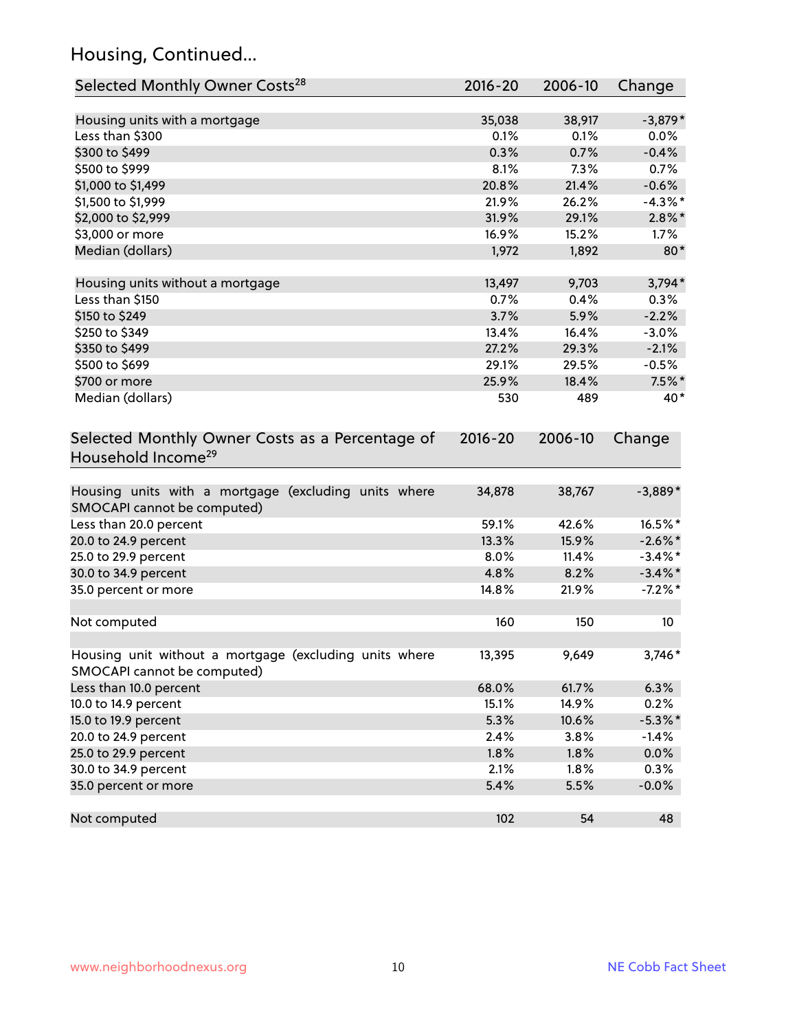## Housing, Continued...

| Selected Monthly Owner Costs[28] | 2016-20 | 2006-10 | Change |
|---|---|---|---|
| Housing units with a mortgage | 35,038 | 38,917 | -3,879* |
| Less than $300 | 0.1% | 0.1% | 0.0% |
| $300 to $499 | 0.3% | 0.7% | -0.4% |
| $500 to $999 | 8.1% | 7.3% | 0.7% |
| $1,000 to $1,499 | 20.8% | 21.4% | -0.6% |
| $1,500 to $1,999 | 21.9% | 26.2% | -4.3%* |
| $2,000 to $2,999 | 31.9% | 29.1% | 2.8%* |
| $3,000 or more | 16.9% | 15.2% | 1.7% |
| Median (dollars) | 1,972 | 1,892 | 80* |
| | | | |
| Housing units without a mortgage | 13,497 | 9,703 | 3,794* |
| Less than $150 | 0.7% | 0.4% | 0.3% |
| $150 to $249 | 3.7% | 5.9% | -2.2% |
| $250 to $349 | 13.4% | 16.4% | -3.0% |
| $350 to $499 | 27.2% | 29.3% | -2.1% |
| $500 to $699 | 29.1% | 29.5% | -0.5% |
| $700 or more | 25.9% | 18.4% | 7.5%* |
| Median (dollars) | 530 | 489 | 40* |

| Selected Monthly Owner Costs as a Percentage of Household Income[29] | 2016-20 | 2006-10 | Change |
|---|---|---|---|
| Housing units with a mortgage (excluding units where SMOCAPI cannot be computed) | 34,878 | 38,767 | -3,889* |
| Less than 20.0 percent | 59.1% | 42.6% | 16.5%* |
| 20.0 to 24.9 percent | 13.3% | 15.9% | -2.6%* |
| 25.0 to 29.9 percent | 8.0% | 11.4% | -3.4%* |
| 30.0 to 34.9 percent | 4.8% | 8.2% | -3.4%* |
| 35.0 percent or more | 14.8% | 21.9% | -7.2%* |
| | | | |
| Not computed | 160 | 150 | 10 |
| | | | |
| Housing unit without a mortgage (excluding units where SMOCAPI cannot be computed) | 13,395 | 9,649 | 3,746* |
| Less than 10.0 percent | 68.0% | 61.7% | 6.3% |
| 10.0 to 14.9 percent | 15.1% | 14.9% | 0.2% |
| 15.0 to 19.9 percent | 5.3% | 10.6% | -5.3%* |
| 20.0 to 24.9 percent | 2.4% | 3.8% | -1.4% |
| 25.0 to 29.9 percent | 1.8% | 1.8% | 0.0% |
| 30.0 to 34.9 percent | 2.1% | 1.8% | 0.3% |
| 35.0 percent or more | 5.4% | 5.5% | -0.0% |
| | | | |
| Not computed | 102 | 54 | 48 |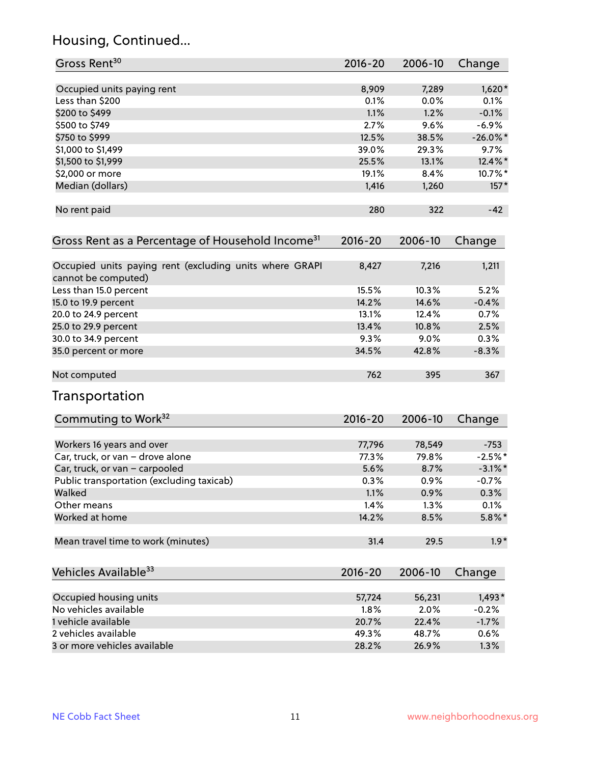## Housing, Continued...

| Gross Rent[30] | 2016-20 | 2006-10 | Change |
|---|---|---|---|
| Occupied units paying rent | 8,909 | 7,289 | 1,620* |
| Less than $200 | 0.1% | 0.0% | 0.1% |
| $200 to $499 | 1.1% | 1.2% | -0.1% |
| $500 to $749 | 2.7% | 9.6% | -6.9% |
| $750 to $999 | 12.5% | 38.5% | -26.0%* |
| $1,000 to $1,499 | 39.0% | 29.3% | 9.7% |
| $1,500 to $1,999 | 25.5% | 13.1% | 12.4%* |
| $2,000 or more | 19.1% | 8.4% | 10.7%* |
| Median (dollars) | 1,416 | 1,260 | 157* |
| No rent paid | 280 | 322 | -42 |

| Gross Rent as a Percentage of Household Income[31] | 2016-20 | 2006-10 | Change |
|---|---|---|---|
| Occupied units paying rent (excluding units where GRAPI cannot be computed) | 8,427 | 7,216 | 1,211 |
| Less than 15.0 percent | 15.5% | 10.3% | 5.2% |
| 15.0 to 19.9 percent | 14.2% | 14.6% | -0.4% |
| 20.0 to 24.9 percent | 13.1% | 12.4% | 0.7% |
| 25.0 to 29.9 percent | 13.4% | 10.8% | 2.5% |
| 30.0 to 34.9 percent | 9.3% | 9.0% | 0.3% |
| 35.0 percent or more | 34.5% | 42.8% | -8.3% |
| Not computed | 762 | 395 | 367 |

## Transportation

| Commuting to Work[32] | 2016-20 | 2006-10 | Change |
|---|---|---|---|
| Workers 16 years and over | 77,796 | 78,549 | -753 |
| Car, truck, or van – drove alone | 77.3% | 79.8% | -2.5%* |
| Car, truck, or van – carpooled | 5.6% | 8.7% | -3.1%* |
| Public transportation (excluding taxicab) | 0.3% | 0.9% | -0.7% |
| Walked | 1.1% | 0.9% | 0.3% |
| Other means | 1.4% | 1.3% | 0.1% |
| Worked at home | 14.2% | 8.5% | 5.8%* |
| Mean travel time to work (minutes) | 31.4 | 29.5 | 1.9* |

| Vehicles Available[33] | 2016-20 | 2006-10 | Change |
|---|---|---|---|
| Occupied housing units | 57,724 | 56,231 | 1,493* |
| No vehicles available | 1.8% | 2.0% | -0.2% |
| 1 vehicle available | 20.7% | 22.4% | -1.7% |
| 2 vehicles available | 49.3% | 48.7% | 0.6% |
| 3 or more vehicles available | 28.2% | 26.9% | 1.3% |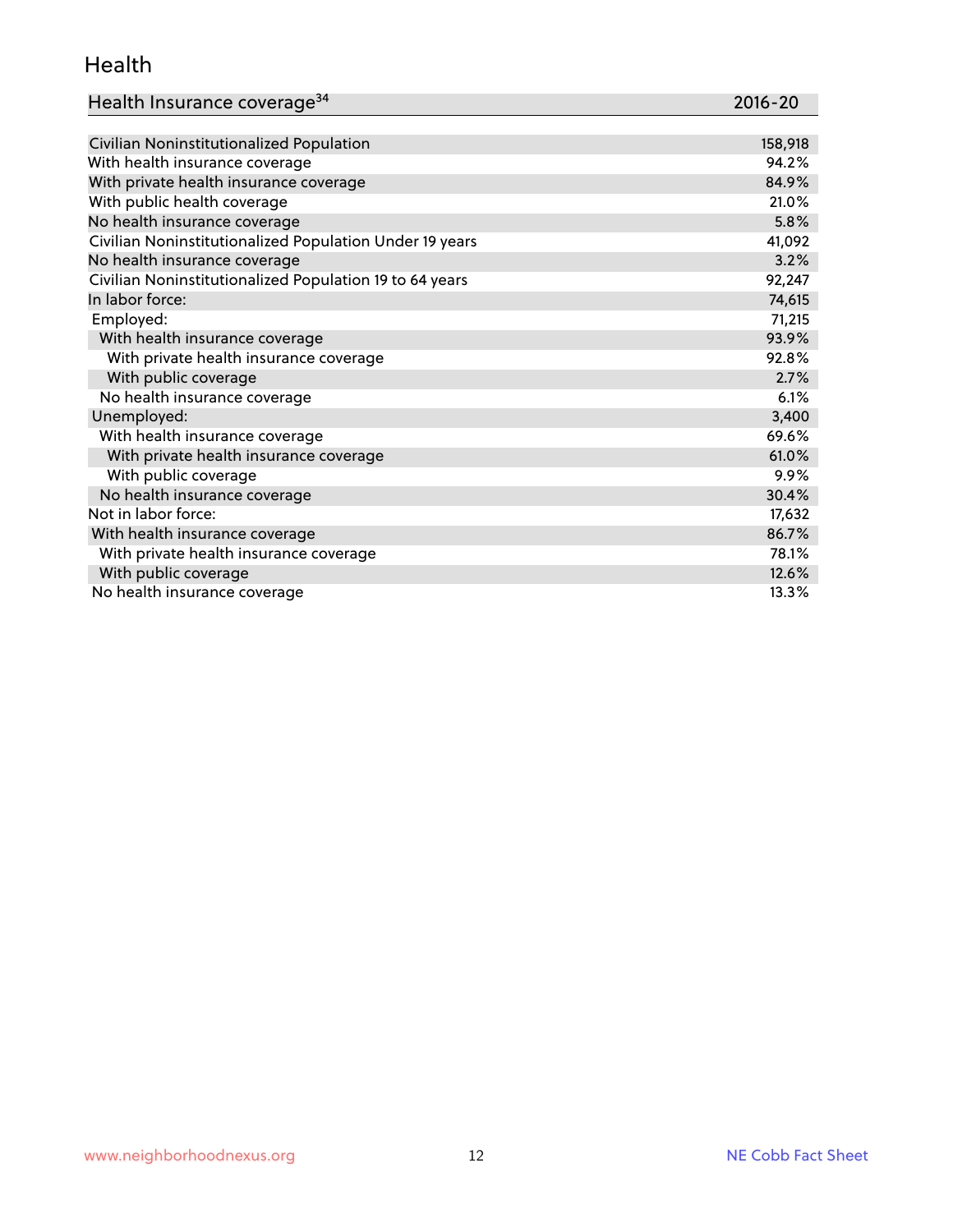# Health

| Health Insurance coverage[34] | 2016-20 |
|---|---|
| Civilian Noninstitutionalized Population | 158,918 |
| With health insurance coverage | 94.2% |
| With private health insurance coverage | 84.9% |
| With public health coverage | 21.0% |
| No health insurance coverage | 5.8% |
| Civilian Noninstitutionalized Population Under 19 years | 41,092 |
| No health insurance coverage | 3.2% |
| Civilian Noninstitutionalized Population 19 to 64 years | 92,247 |
| In labor force: | 74,615 |
| Employed: | 71,215 |
| With health insurance coverage | 93.9% |
| With private health insurance coverage | 92.8% |
| With public coverage | 2.7% |
| No health insurance coverage | 6.1% |
| Unemployed: | 3,400 |
| With health insurance coverage | 69.6% |
| With private health insurance coverage | 61.0% |
| With public coverage | 9.9% |
| No health insurance coverage | 30.4% |
| Not in labor force: | 17,632 |
| With health insurance coverage | 86.7% |
| With private health insurance coverage | 78.1% |
| With public coverage | 12.6% |
| No health insurance coverage | 13.3% |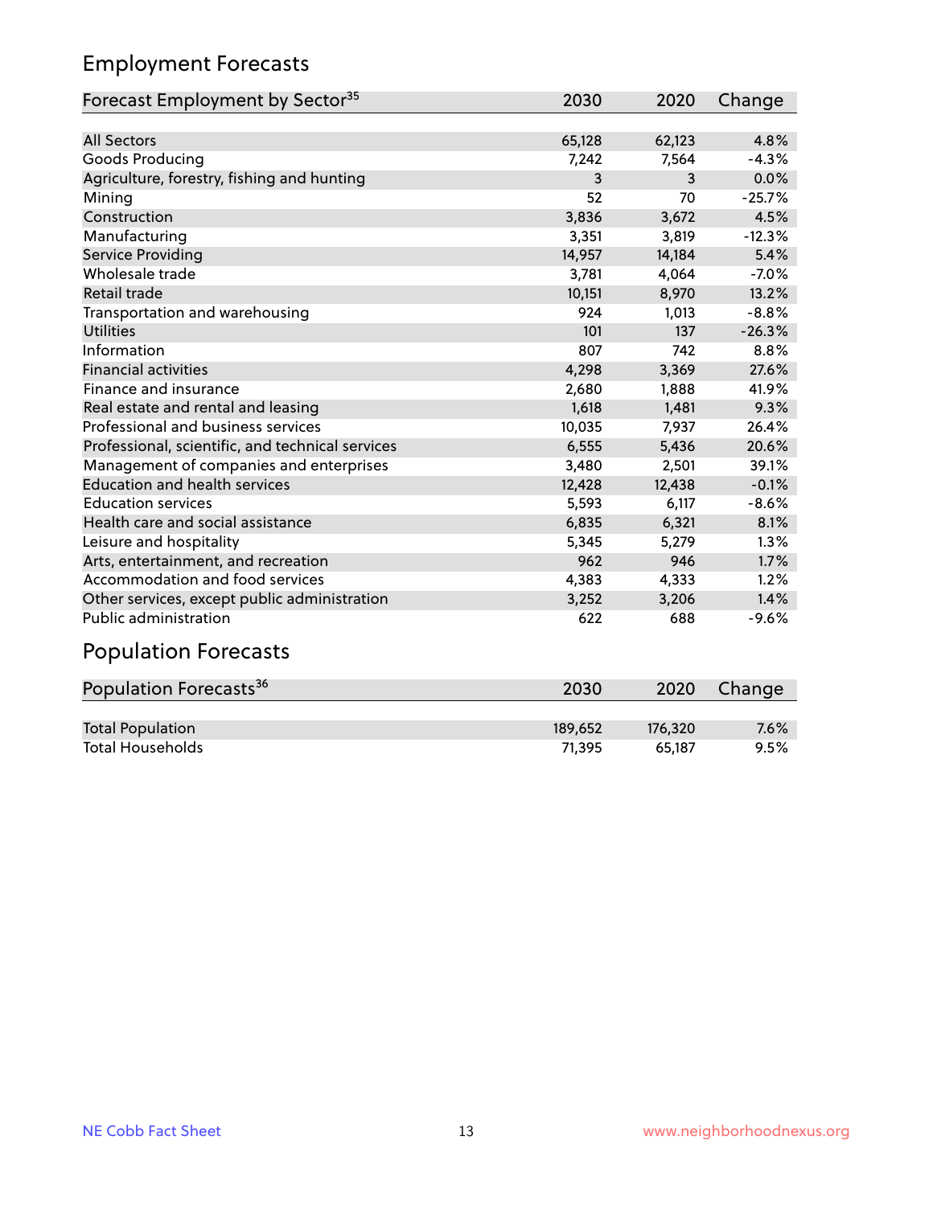## Employment Forecasts

| Forecast Employment by Sector[35] | 2030 | 2020 | Change |
|---|---|---|---|
| All Sectors | 65,128 | 62,123 | 4.8% |
| Goods Producing | 7,242 | 7,564 | -4.3% |
| Agriculture, forestry, fishing and hunting | 3 | 3 | 0.0% |
| Mining | 52 | 70 | -25.7% |
| Construction | 3,836 | 3,672 | 4.5% |
| Manufacturing | 3,351 | 3,819 | -12.3% |
| Service Providing | 14,957 | 14,184 | 5.4% |
| Wholesale trade | 3,781 | 4,064 | -7.0% |
| Retail trade | 10,151 | 8,970 | 13.2% |
| Transportation and warehousing | 924 | 1,013 | -8.8% |
| Utilities | 101 | 137 | -26.3% |
| Information | 807 | 742 | 8.8% |
| Financial activities | 4,298 | 3,369 | 27.6% |
| Finance and insurance | 2,680 | 1,888 | 41.9% |
| Real estate and rental and leasing | 1,618 | 1,481 | 9.3% |
| Professional and business services | 10,035 | 7,937 | 26.4% |
| Professional, scientific, and technical services | 6,555 | 5,436 | 20.6% |
| Management of companies and enterprises | 3,480 | 2,501 | 39.1% |
| Education and health services | 12,428 | 12,438 | -0.1% |
| Education services | 5,593 | 6,117 | -8.6% |
| Health care and social assistance | 6,835 | 6,321 | 8.1% |
| Leisure and hospitality | 5,345 | 5,279 | 1.3% |
| Arts, entertainment, and recreation | 962 | 946 | 1.7% |
| Accommodation and food services | 4,383 | 4,333 | 1.2% |
| Other services, except public administration | 3,252 | 3,206 | 1.4% |
| Public administration | 622 | 688 | -9.6% |

## Population Forecasts

| Population Forecasts[36] | 2030 | 2020 | Change |
|---|---|---|---|
| Total Population | 189,652 | 176,320 | 7.6% |
| Total Households | 71,395 | 65,187 | 9.5% |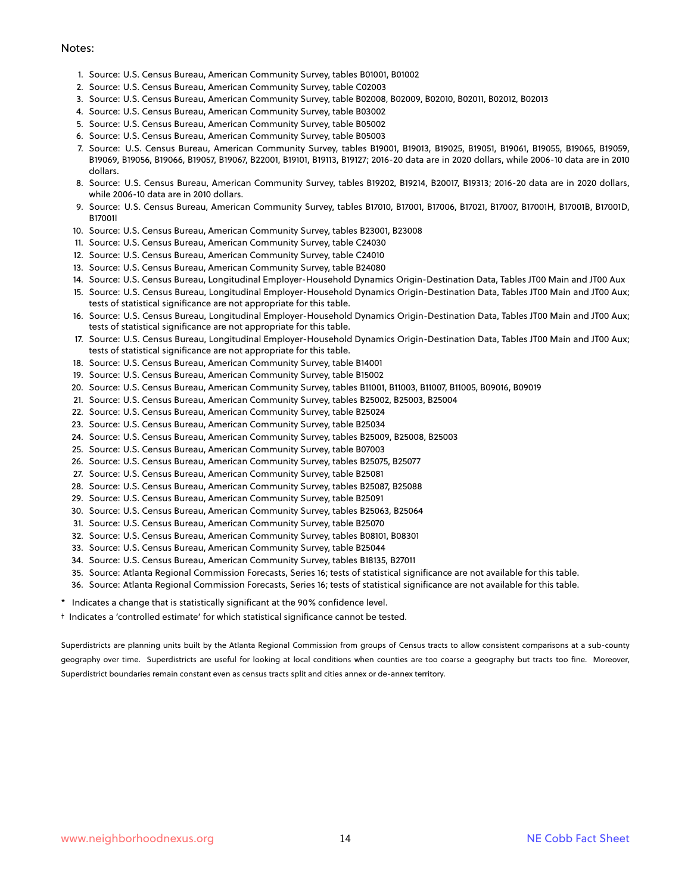Notes:

1. Source: U.S. Census Bureau, American Community Survey, tables B01001, B01002
2. Source: U.S. Census Bureau, American Community Survey, table C02003
3. Source: U.S. Census Bureau, American Community Survey, table B02008, B02009, B02010, B02011, B02012, B02013
4. Source: U.S. Census Bureau, American Community Survey, table B03002
5. Source: U.S. Census Bureau, American Community Survey, table B05002
6. Source: U.S. Census Bureau, American Community Survey, table B05003
7. Source: U.S. Census Bureau, American Community Survey, tables B19001, B19013, B19025, B19051, B19061, B19055, B19065, B19059, B19069, B19056, B19066, B19057, B19067, B22001, B19101, B19113, B19127; 2016-20 data are in 2020 dollars, while 2006-10 data are in 2010 dollars.
8. Source: U.S. Census Bureau, American Community Survey, tables B19202, B19214, B20017, B19313; 2016-20 data are in 2020 dollars, while 2006-10 data are in 2010 dollars.
9. Source: U.S. Census Bureau, American Community Survey, tables B17010, B17001, B17006, B17021, B17007, B17001H, B17001B, B17001D, B17001I
10. Source: U.S. Census Bureau, American Community Survey, tables B23001, B23008
11. Source: U.S. Census Bureau, American Community Survey, table C24030
12. Source: U.S. Census Bureau, American Community Survey, table C24010
13. Source: U.S. Census Bureau, American Community Survey, table B24080
14. Source: U.S. Census Bureau, Longitudinal Employer-Household Dynamics Origin-Destination Data, Tables JT00 Main and JT00 Aux
15. Source: U.S. Census Bureau, Longitudinal Employer-Household Dynamics Origin-Destination Data, Tables JT00 Main and JT00 Aux; tests of statistical significance are not appropriate for this table.
16. Source: U.S. Census Bureau, Longitudinal Employer-Household Dynamics Origin-Destination Data, Tables JT00 Main and JT00 Aux; tests of statistical significance are not appropriate for this table.
17. Source: U.S. Census Bureau, Longitudinal Employer-Household Dynamics Origin-Destination Data, Tables JT00 Main and JT00 Aux; tests of statistical significance are not appropriate for this table.
18. Source: U.S. Census Bureau, American Community Survey, table B14001
19. Source: U.S. Census Bureau, American Community Survey, table B15002
20. Source: U.S. Census Bureau, American Community Survey, tables B11001, B11003, B11007, B11005, B09016, B09019
21. Source: U.S. Census Bureau, American Community Survey, tables B25002, B25003, B25004
22. Source: U.S. Census Bureau, American Community Survey, table B25024
23. Source: U.S. Census Bureau, American Community Survey, table B25034
24. Source: U.S. Census Bureau, American Community Survey, tables B25009, B25008, B25003
25. Source: U.S. Census Bureau, American Community Survey, table B07003
26. Source: U.S. Census Bureau, American Community Survey, tables B25075, B25077
27. Source: U.S. Census Bureau, American Community Survey, table B25081
28. Source: U.S. Census Bureau, American Community Survey, tables B25087, B25088
29. Source: U.S. Census Bureau, American Community Survey, table B25091
30. Source: U.S. Census Bureau, American Community Survey, tables B25063, B25064
31. Source: U.S. Census Bureau, American Community Survey, table B25070
32. Source: U.S. Census Bureau, American Community Survey, tables B08101, B08301
33. Source: U.S. Census Bureau, American Community Survey, table B25044
34. Source: U.S. Census Bureau, American Community Survey, tables B18135, B27011
35. Source: Atlanta Regional Commission Forecasts, Series 16; tests of statistical significance are not available for this table.
36. Source: Atlanta Regional Commission Forecasts, Series 16; tests of statistical significance are not available for this table.

\* Indicates a change that is statistically significant at the 90% confidence level.

† Indicates a 'controlled estimate' for which statistical significance cannot be tested.

Superdistricts are planning units built by the Atlanta Regional Commission from groups of Census tracts to allow consistent comparisons at a sub-county geography over time. Superdistricts are useful for looking at local conditions when counties are too coarse a geography but tracts too fine. Moreover, Superdistrict boundaries remain constant even as census tracts split and cities annex or de-annex territory.